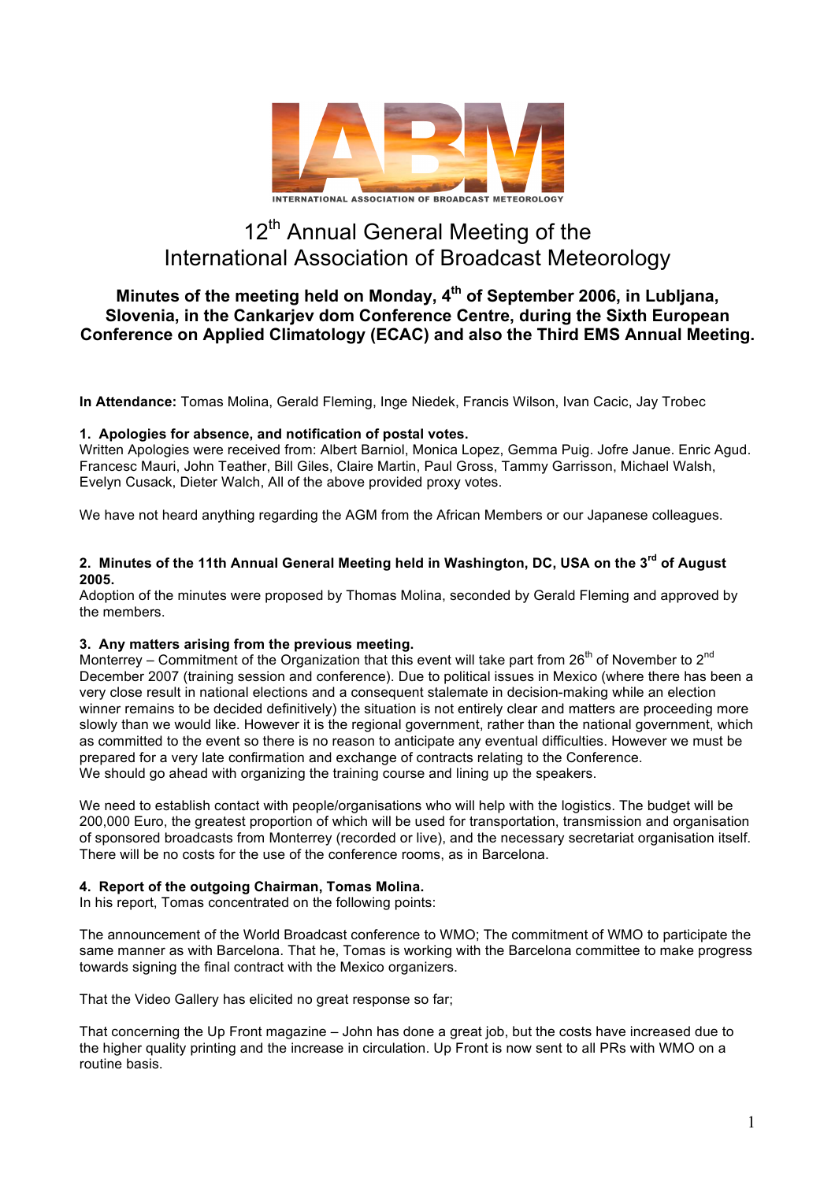INTERNATIONAL ASSOCIATION OF BROADCAST METEOROLOGY

# 12th Annual General Meeting of the International Association of Broadcast Meteorology

## Minutes of the meeting held on Monday, 4th of September 2006, in Lubljana, Slovenia, in the Cankarjev dom Conference Centre, during the Sixth European Conference on Applied Climatology (ECAC) and also the Third EMS Annual Meeting.

**In Attendance:** Tomas Molina, Gerald Fleming, Inge Niedek, Francis Wilson, Ivan Cacic, Jay Trobec

**1. Apologies for absence, and notification of postal votes.**
Written Apologies were received from: Albert Barniol, Monica Lopez, Gemma Puig. Jofre Janue. Enric Agud. Francesc Mauri, John Teather, Bill Giles, Claire Martin, Paul Gross, Tammy Garrisson, Michael Walsh, Evelyn Cusack, Dieter Walch, All of the above provided proxy votes.

We have not heard anything regarding the AGM from the African Members or our Japanese colleagues.

**2. Minutes of the 11th Annual General Meeting held in Washington, DC, USA on the 3rd of August 2005.**
Adoption of the minutes were proposed by Thomas Molina, seconded by Gerald Fleming and approved by the members.

**3. Any matters arising from the previous meeting.**
Monterrey – Commitment of the Organization that this event will take part from 26th of November to 2nd December 2007 (training session and conference). Due to political issues in Mexico (where there has been a very close result in national elections and a consequent stalemate in decision-making while an election winner remains to be decided definitively) the situation is not entirely clear and matters are proceeding more slowly than we would like. However it is the regional government, rather than the national government, which as committed to the event so there is no reason to anticipate any eventual difficulties. However we must be prepared for a very late confirmation and exchange of contracts relating to the Conference.
We should go ahead with organizing the training course and lining up the speakers.

We need to establish contact with people/organisations who will help with the logistics. The budget will be 200,000 Euro, the greatest proportion of which will be used for transportation, transmission and organisation of sponsored broadcasts from Monterrey (recorded or live), and the necessary secretariat organisation itself. There will be no costs for the use of the conference rooms, as in Barcelona.

**4. Report of the outgoing Chairman, Tomas Molina.**
In his report, Tomas concentrated on the following points:

The announcement of the World Broadcast conference to WMO; The commitment of WMO to participate the same manner as with Barcelona. That he, Tomas is working with the Barcelona committee to make progress towards signing the final contract with the Mexico organizers.

That the Video Gallery has elicited no great response so far;

That concerning the Up Front magazine – John has done a great job, but the costs have increased due to the higher quality printing and the increase in circulation. Up Front is now sent to all PRs with WMO on a routine basis.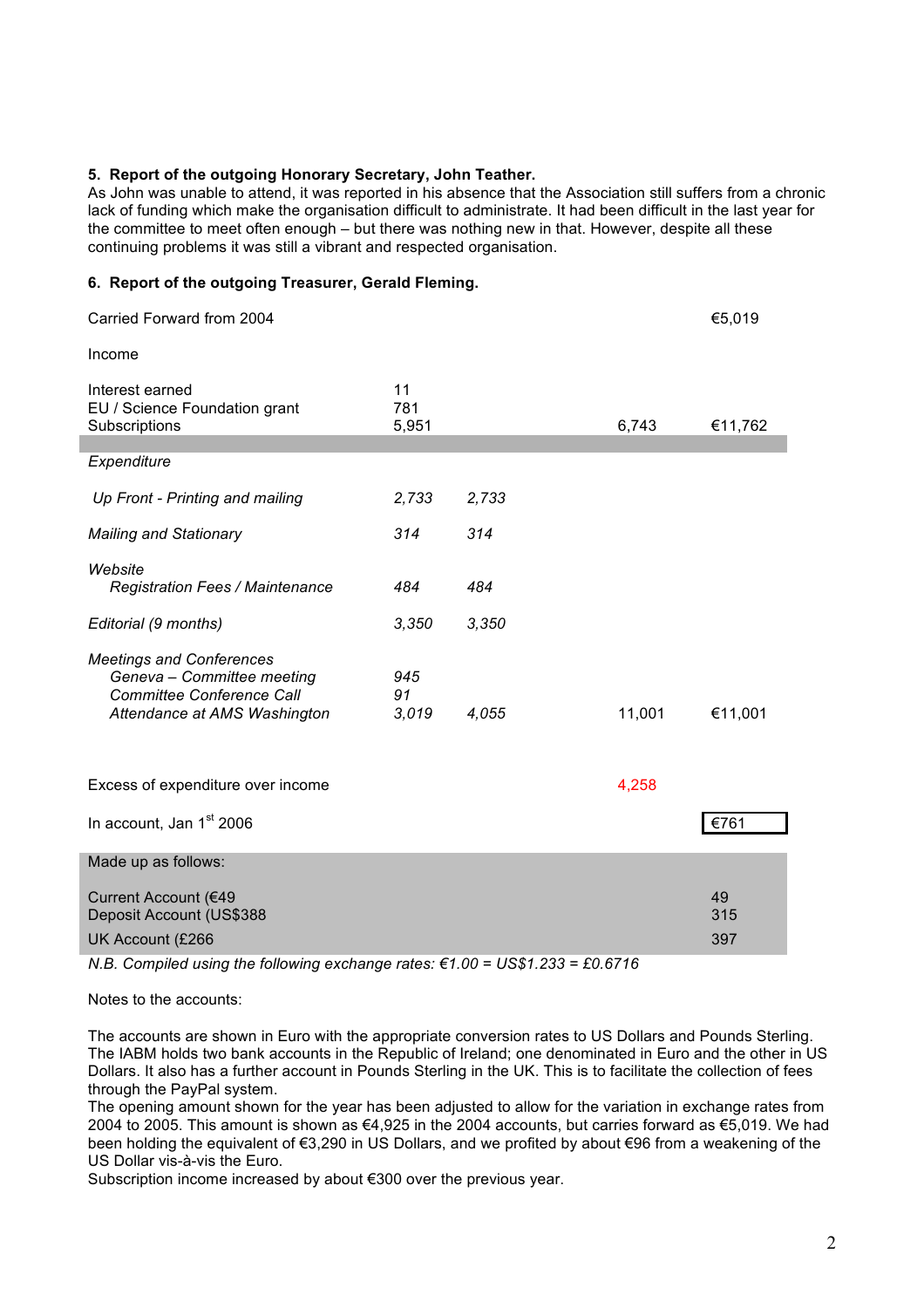**5. Report of the outgoing Honorary Secretary, John Teather.**

As John was unable to attend, it was reported in his absence that the Association still suffers from a chronic lack of funding which make the organisation difficult to administrate. It had been difficult in the last year for the committee to meet often enough – but there was nothing new in that. However, despite all these continuing problems it was still a vibrant and respected organisation.

**6. Report of the outgoing Treasurer, Gerald Fleming.**

| | | | | |
|---|---|---|---|---|
| Carried Forward from 2004 | | | | €5,019 |
| Income | | | | |
| Interest earned | 11 | | | |
| EU / Science Foundation grant | 781 | | | |
| Subscriptions | 5,951 | | 6,743 | €11,762 |
| *Expenditure* | | | | |
| *Up Front - Printing and mailing* | *2,733* | *2,733* | | |
| *Mailing and Stationary* | *314* | *314* | | |
| *Website* | | | | |
| *Registration Fees / Maintenance* | *484* | *484* | | |
| *Editorial (9 months)* | *3,350* | *3,350* | | |
| *Meetings and Conferences* | | | | |
| *Geneva – Committee meeting* | *945* | | | |
| *Committee Conference Call* | *91* | | | |
| *Attendance at AMS Washington* | *3,019* | *4,055* | 11,001 | €11,001 |
| Excess of expenditure over income | | | 4,258 | |
| In account, Jan 1st 2006 | | | | €761 |
| Made up as follows: | | | | |
| Current Account (€49 | | | | 49 |
| Deposit Account (US$388 | | | | 315 |
| UK Account (£266 | | | | 397 |

*N.B. Compiled using the following exchange rates: €1.00 = US$1.233 = £0.6716*

Notes to the accounts:

The accounts are shown in Euro with the appropriate conversion rates to US Dollars and Pounds Sterling. The IABM holds two bank accounts in the Republic of Ireland; one denominated in Euro and the other in US Dollars. It also has a further account in Pounds Sterling in the UK. This is to facilitate the collection of fees through the PayPal system.

The opening amount shown for the year has been adjusted to allow for the variation in exchange rates from 2004 to 2005. This amount is shown as €4,925 in the 2004 accounts, but carries forward as €5,019. We had been holding the equivalent of €3,290 in US Dollars, and we profited by about €96 from a weakening of the US Dollar vis-à-vis the Euro.

Subscription income increased by about €300 over the previous year.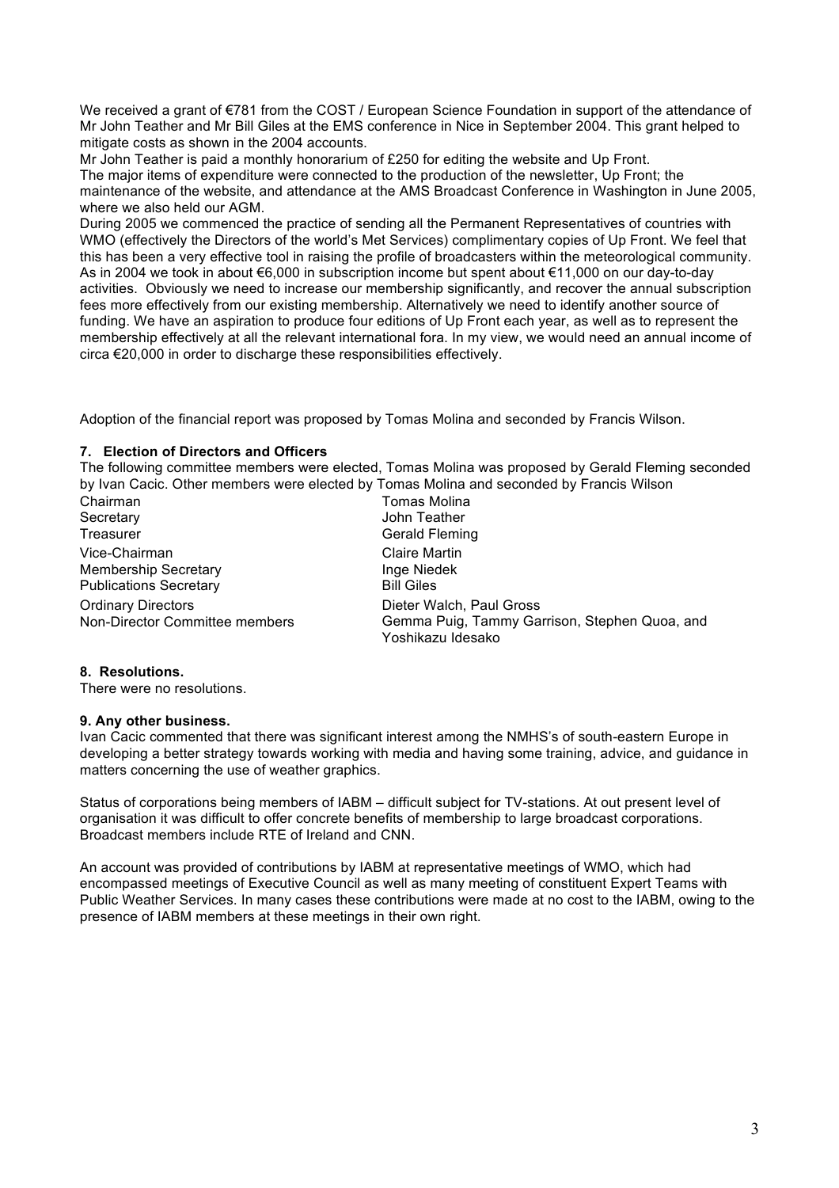We received a grant of €781 from the COST / European Science Foundation in support of the attendance of Mr John Teather and Mr Bill Giles at the EMS conference in Nice in September 2004. This grant helped to mitigate costs as shown in the 2004 accounts.

Mr John Teather is paid a monthly honorarium of £250 for editing the website and Up Front.

The major items of expenditure were connected to the production of the newsletter, Up Front; the maintenance of the website, and attendance at the AMS Broadcast Conference in Washington in June 2005, where we also held our AGM.

During 2005 we commenced the practice of sending all the Permanent Representatives of countries with WMO (effectively the Directors of the world's Met Services) complimentary copies of Up Front. We feel that this has been a very effective tool in raising the profile of broadcasters within the meteorological community.

As in 2004 we took in about €6,000 in subscription income but spent about €11,000 on our day-to-day activities. Obviously we need to increase our membership significantly, and recover the annual subscription fees more effectively from our existing membership. Alternatively we need to identify another source of funding. We have an aspiration to produce four editions of Up Front each year, as well as to represent the membership effectively at all the relevant international fora. In my view, we would need an annual income of circa €20,000 in order to discharge these responsibilities effectively.

Adoption of the financial report was proposed by Tomas Molina and seconded by Francis Wilson.

**7. Election of Directors and Officers**

The following committee members were elected, Tomas Molina was proposed by Gerald Fleming seconded by Ivan Cacic. Other members were elected by Tomas Molina and seconded by Francis Wilson

| | |
|---|---|
| Chairman | Tomas Molina |
| Secretary | John Teather |
| Treasurer | Gerald Fleming |
| Vice-Chairman | Claire Martin |
| Membership Secretary | Inge Niedek |
| Publications Secretary | Bill Giles |
| Ordinary Directors | Dieter Walch, Paul Gross |
| Non-Director Committee members | Gemma Puig, Tammy Garrison, Stephen Quoa, and Yoshikazu Idesako |

**8. Resolutions.**

There were no resolutions.

**9. Any other business.**

Ivan Cacic commented that there was significant interest among the NMHS's of south-eastern Europe in developing a better strategy towards working with media and having some training, advice, and guidance in matters concerning the use of weather graphics.

Status of corporations being members of IABM – difficult subject for TV-stations. At out present level of organisation it was difficult to offer concrete benefits of membership to large broadcast corporations. Broadcast members include RTE of Ireland and CNN.

An account was provided of contributions by IABM at representative meetings of WMO, which had encompassed meetings of Executive Council as well as many meeting of constituent Expert Teams with Public Weather Services. In many cases these contributions were made at no cost to the IABM, owing to the presence of IABM members at these meetings in their own right.